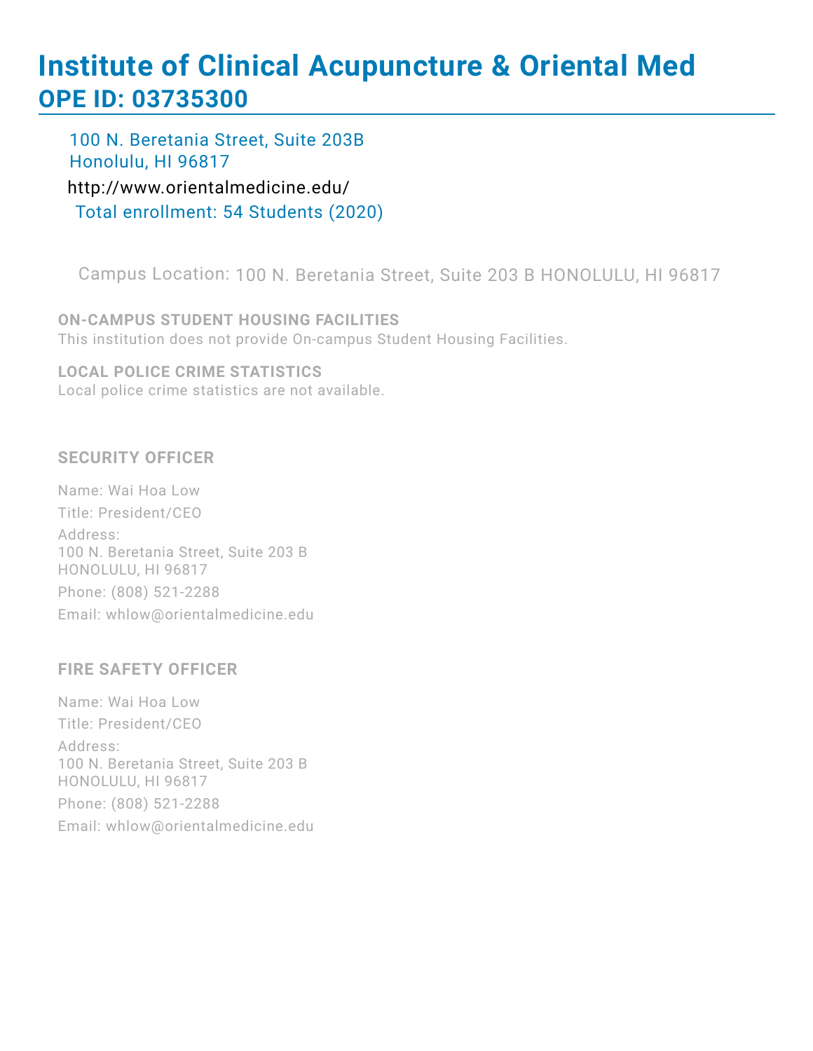# Institute of Clinical Acupuncture & Oriental Med
## OPE ID: 03735300

100 N. Beretania Street, Suite 203B
Honolulu, HI 96817

http://www.orientalmedicine.edu/

Total enrollment: 54 Students (2020)

Campus Location: 100 N. Beretania Street, Suite 203 B HONOLULU, HI 96817

### ON-CAMPUS STUDENT HOUSING FACILITIES

This institution does not provide On-campus Student Housing Facilities.

### LOCAL POLICE CRIME STATISTICS

Local police crime statistics are not available.

### SECURITY OFFICER

Name: Wai Hoa Low

Title: President/CEO

Address:
100 N. Beretania Street, Suite 203 B
HONOLULU, HI 96817

Phone: (808) 521-2288

Email: whlow@orientalmedicine.edu

### FIRE SAFETY OFFICER

Name: Wai Hoa Low

Title: President/CEO

Address:
100 N. Beretania Street, Suite 203 B
HONOLULU, HI 96817

Phone: (808) 521-2288

Email: whlow@orientalmedicine.edu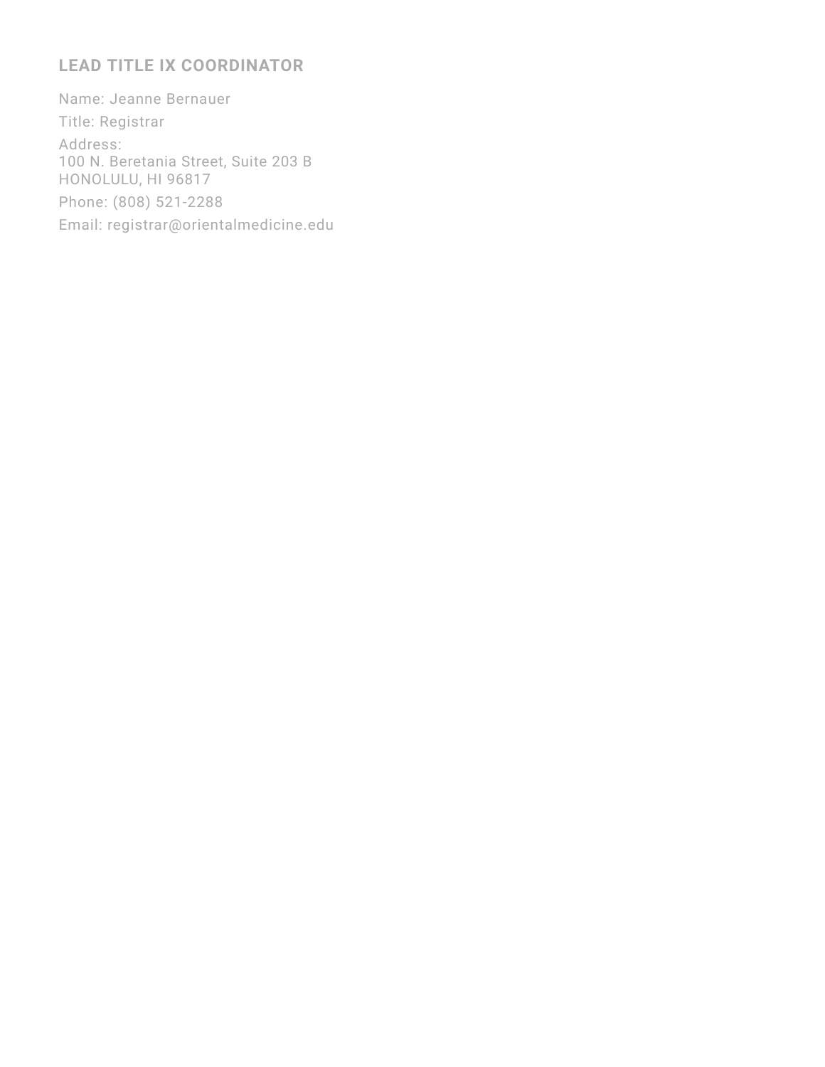## LEAD TITLE IX COORDINATOR

Name: Jeanne Bernauer

Title: Registrar

Address:
100 N. Beretania Street, Suite 203 B
HONOLULU, HI 96817

Phone: (808) 521-2288

Email: registrar@orientalmedicine.edu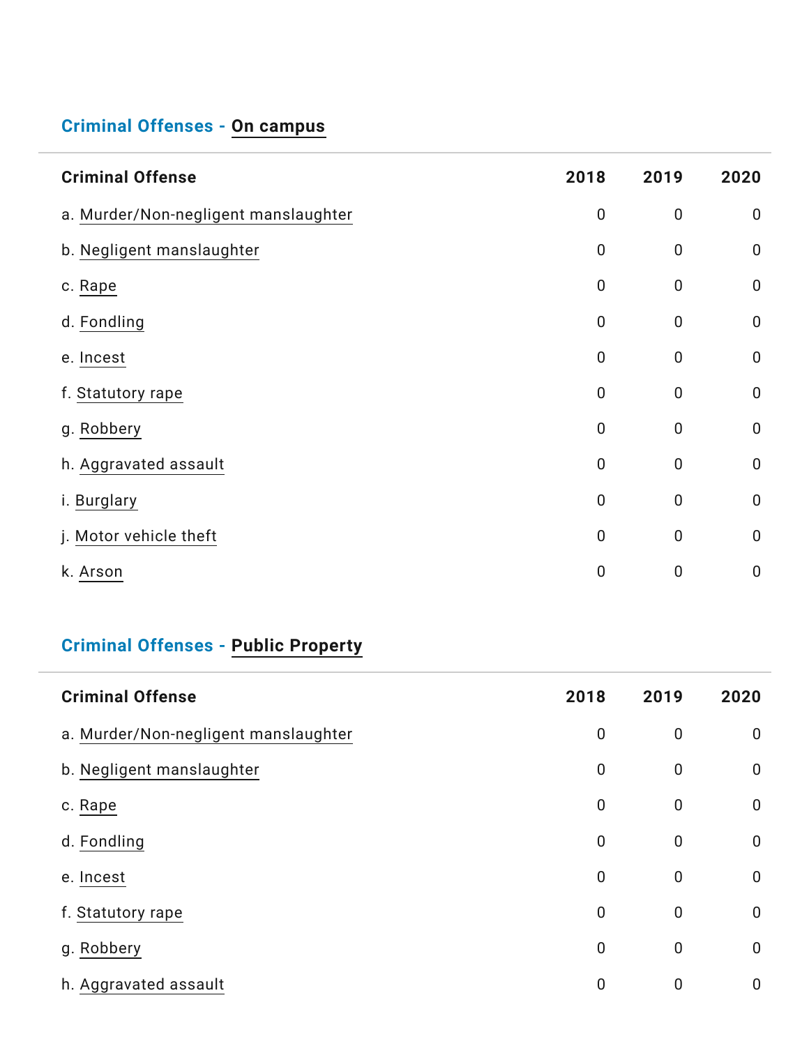## Criminal Offenses - On campus

| Criminal Offense | 2018 | 2019 | 2020 |
|---|---|---|---|
| a. Murder/Non-negligent manslaughter | 0 | 0 | 0 |
| b. Negligent manslaughter | 0 | 0 | 0 |
| c. Rape | 0 | 0 | 0 |
| d. Fondling | 0 | 0 | 0 |
| e. Incest | 0 | 0 | 0 |
| f. Statutory rape | 0 | 0 | 0 |
| g. Robbery | 0 | 0 | 0 |
| h. Aggravated assault | 0 | 0 | 0 |
| i. Burglary | 0 | 0 | 0 |
| j. Motor vehicle theft | 0 | 0 | 0 |
| k. Arson | 0 | 0 | 0 |

## Criminal Offenses - Public Property

| Criminal Offense | 2018 | 2019 | 2020 |
|---|---|---|---|
| a. Murder/Non-negligent manslaughter | 0 | 0 | 0 |
| b. Negligent manslaughter | 0 | 0 | 0 |
| c. Rape | 0 | 0 | 0 |
| d. Fondling | 0 | 0 | 0 |
| e. Incest | 0 | 0 | 0 |
| f. Statutory rape | 0 | 0 | 0 |
| g. Robbery | 0 | 0 | 0 |
| h. Aggravated assault | 0 | 0 | 0 |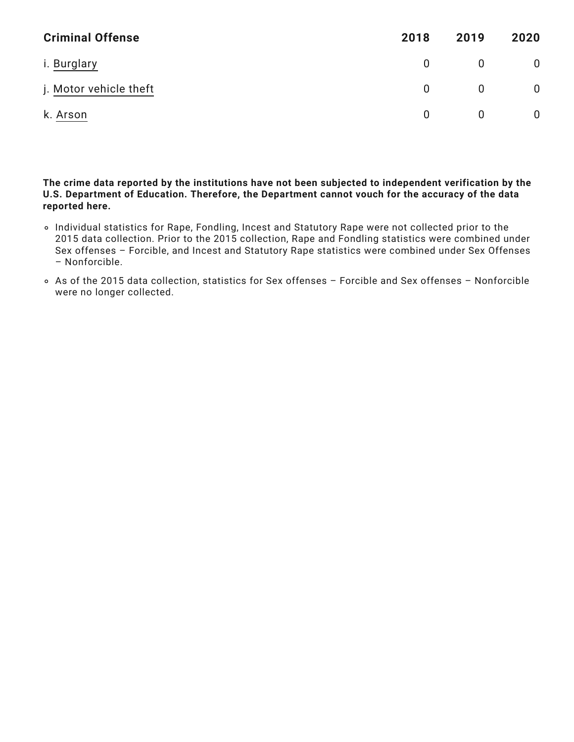| Criminal Offense | 2018 | 2019 | 2020 |
|---|---|---|---|
| i. Burglary | 0 | 0 | 0 |
| j. Motor vehicle theft | 0 | 0 | 0 |
| k. Arson | 0 | 0 | 0 |

**The crime data reported by the institutions have not been subjected to independent verification by the U.S. Department of Education. Therefore, the Department cannot vouch for the accuracy of the data reported here.**

- Individual statistics for Rape, Fondling, Incest and Statutory Rape were not collected prior to the 2015 data collection. Prior to the 2015 collection, Rape and Fondling statistics were combined under Sex offenses – Forcible, and Incest and Statutory Rape statistics were combined under Sex Offenses – Nonforcible.
- As of the 2015 data collection, statistics for Sex offenses – Forcible and Sex offenses – Nonforcible were no longer collected.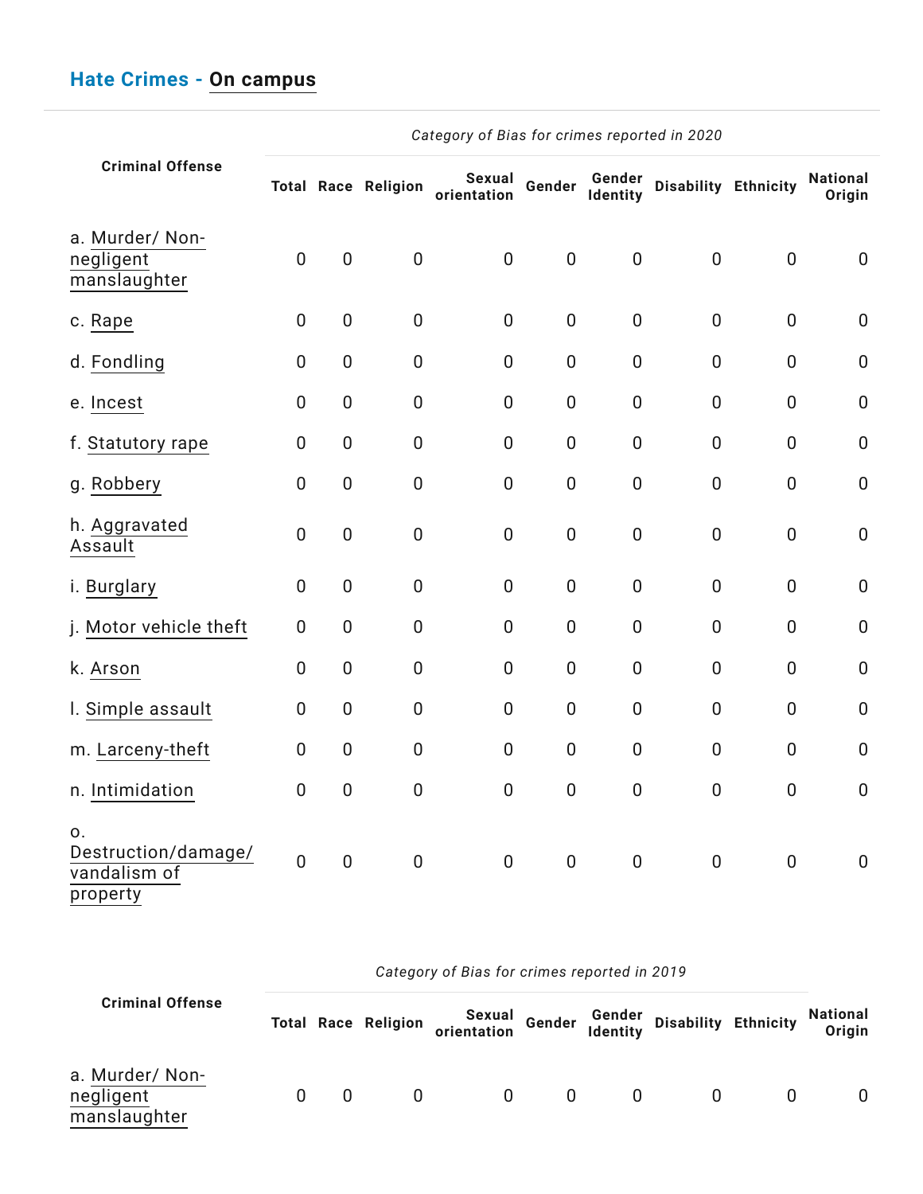## Hate Crimes - On campus

*Category of Bias for crimes reported in 2020*

| Criminal Offense | Total | Race | Religion | Sexual orientation | Gender | Gender Identity | Disability | Ethnicity | National Origin |
|---|---|---|---|---|---|---|---|---|---|
| a. Murder/ Non-negligent manslaughter | 0 | 0 | 0 | 0 | 0 | 0 | 0 | 0 | 0 |
| c. Rape | 0 | 0 | 0 | 0 | 0 | 0 | 0 | 0 | 0 |
| d. Fondling | 0 | 0 | 0 | 0 | 0 | 0 | 0 | 0 | 0 |
| e. Incest | 0 | 0 | 0 | 0 | 0 | 0 | 0 | 0 | 0 |
| f. Statutory rape | 0 | 0 | 0 | 0 | 0 | 0 | 0 | 0 | 0 |
| g. Robbery | 0 | 0 | 0 | 0 | 0 | 0 | 0 | 0 | 0 |
| h. Aggravated Assault | 0 | 0 | 0 | 0 | 0 | 0 | 0 | 0 | 0 |
| i. Burglary | 0 | 0 | 0 | 0 | 0 | 0 | 0 | 0 | 0 |
| j. Motor vehicle theft | 0 | 0 | 0 | 0 | 0 | 0 | 0 | 0 | 0 |
| k. Arson | 0 | 0 | 0 | 0 | 0 | 0 | 0 | 0 | 0 |
| l. Simple assault | 0 | 0 | 0 | 0 | 0 | 0 | 0 | 0 | 0 |
| m. Larceny-theft | 0 | 0 | 0 | 0 | 0 | 0 | 0 | 0 | 0 |
| n. Intimidation | 0 | 0 | 0 | 0 | 0 | 0 | 0 | 0 | 0 |
| o. Destruction/damage/vandalism of property | 0 | 0 | 0 | 0 | 0 | 0 | 0 | 0 | 0 |

*Category of Bias for crimes reported in 2019*

| Criminal Offense | Total | Race | Religion | Sexual orientation | Gender | Gender Identity | Disability | Ethnicity | National Origin |
|---|---|---|---|---|---|---|---|---|---|
| a. Murder/ Non-negligent manslaughter | 0 | 0 | 0 | 0 | 0 | 0 | 0 | 0 | 0 |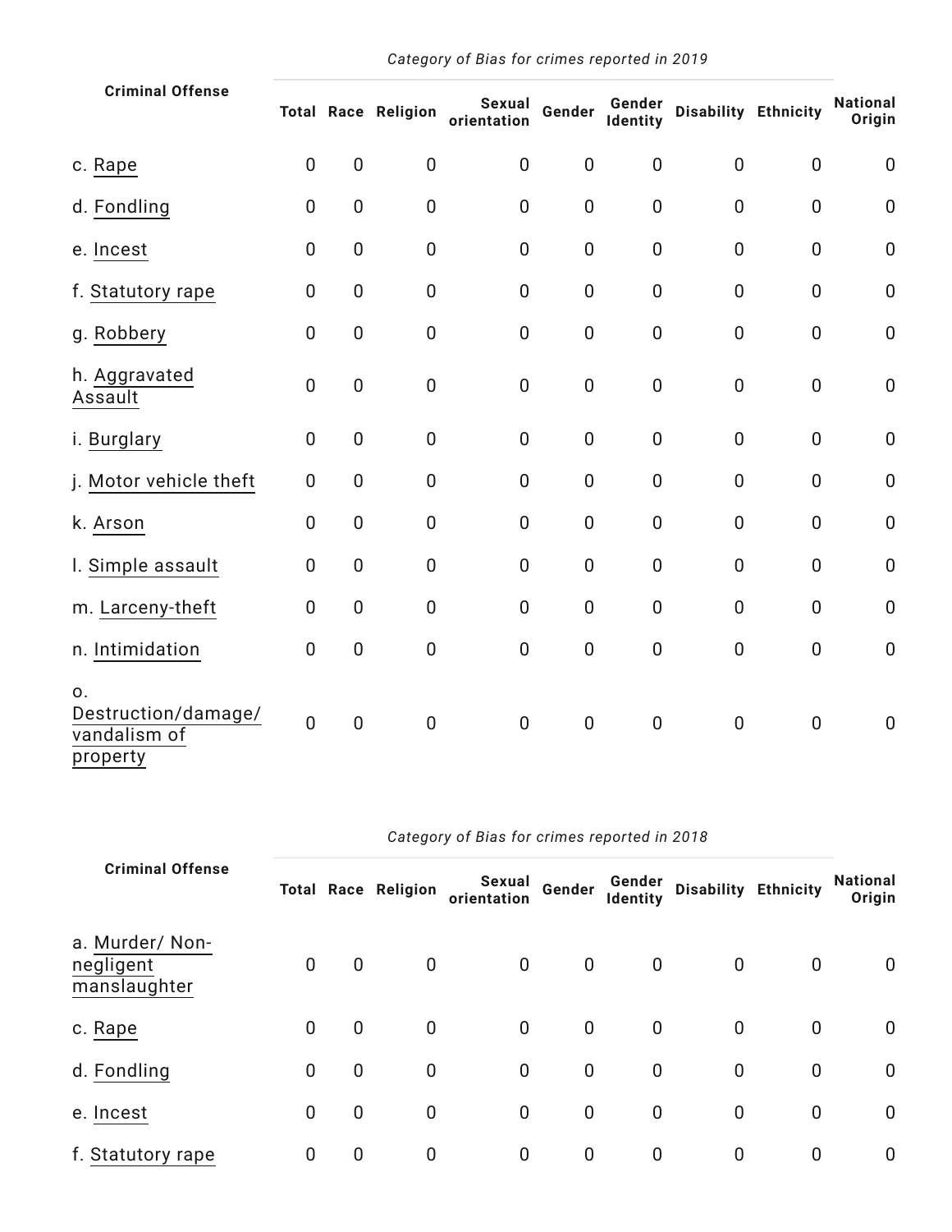*Category of Bias for crimes reported in 2019*

| Criminal Offense | Total | Race | Religion | Sexual orientation | Gender | Gender Identity | Disability | Ethnicity | National Origin |
|---|---|---|---|---|---|---|---|---|---|
| c. Rape | 0 | 0 | 0 | 0 | 0 | 0 | 0 | 0 | 0 |
| d. Fondling | 0 | 0 | 0 | 0 | 0 | 0 | 0 | 0 | 0 |
| e. Incest | 0 | 0 | 0 | 0 | 0 | 0 | 0 | 0 | 0 |
| f. Statutory rape | 0 | 0 | 0 | 0 | 0 | 0 | 0 | 0 | 0 |
| g. Robbery | 0 | 0 | 0 | 0 | 0 | 0 | 0 | 0 | 0 |
| h. Aggravated Assault | 0 | 0 | 0 | 0 | 0 | 0 | 0 | 0 | 0 |
| i. Burglary | 0 | 0 | 0 | 0 | 0 | 0 | 0 | 0 | 0 |
| j. Motor vehicle theft | 0 | 0 | 0 | 0 | 0 | 0 | 0 | 0 | 0 |
| k. Arson | 0 | 0 | 0 | 0 | 0 | 0 | 0 | 0 | 0 |
| l. Simple assault | 0 | 0 | 0 | 0 | 0 | 0 | 0 | 0 | 0 |
| m. Larceny-theft | 0 | 0 | 0 | 0 | 0 | 0 | 0 | 0 | 0 |
| n. Intimidation | 0 | 0 | 0 | 0 | 0 | 0 | 0 | 0 | 0 |
| o. Destruction/damage/ vandalism of property | 0 | 0 | 0 | 0 | 0 | 0 | 0 | 0 | 0 |

*Category of Bias for crimes reported in 2018*

| Criminal Offense | Total | Race | Religion | Sexual orientation | Gender | Gender Identity | Disability | Ethnicity | National Origin |
|---|---|---|---|---|---|---|---|---|---|
| a. Murder/ Non-negligent manslaughter | 0 | 0 | 0 | 0 | 0 | 0 | 0 | 0 | 0 |
| c. Rape | 0 | 0 | 0 | 0 | 0 | 0 | 0 | 0 | 0 |
| d. Fondling | 0 | 0 | 0 | 0 | 0 | 0 | 0 | 0 | 0 |
| e. Incest | 0 | 0 | 0 | 0 | 0 | 0 | 0 | 0 | 0 |
| f. Statutory rape | 0 | 0 | 0 | 0 | 0 | 0 | 0 | 0 | 0 |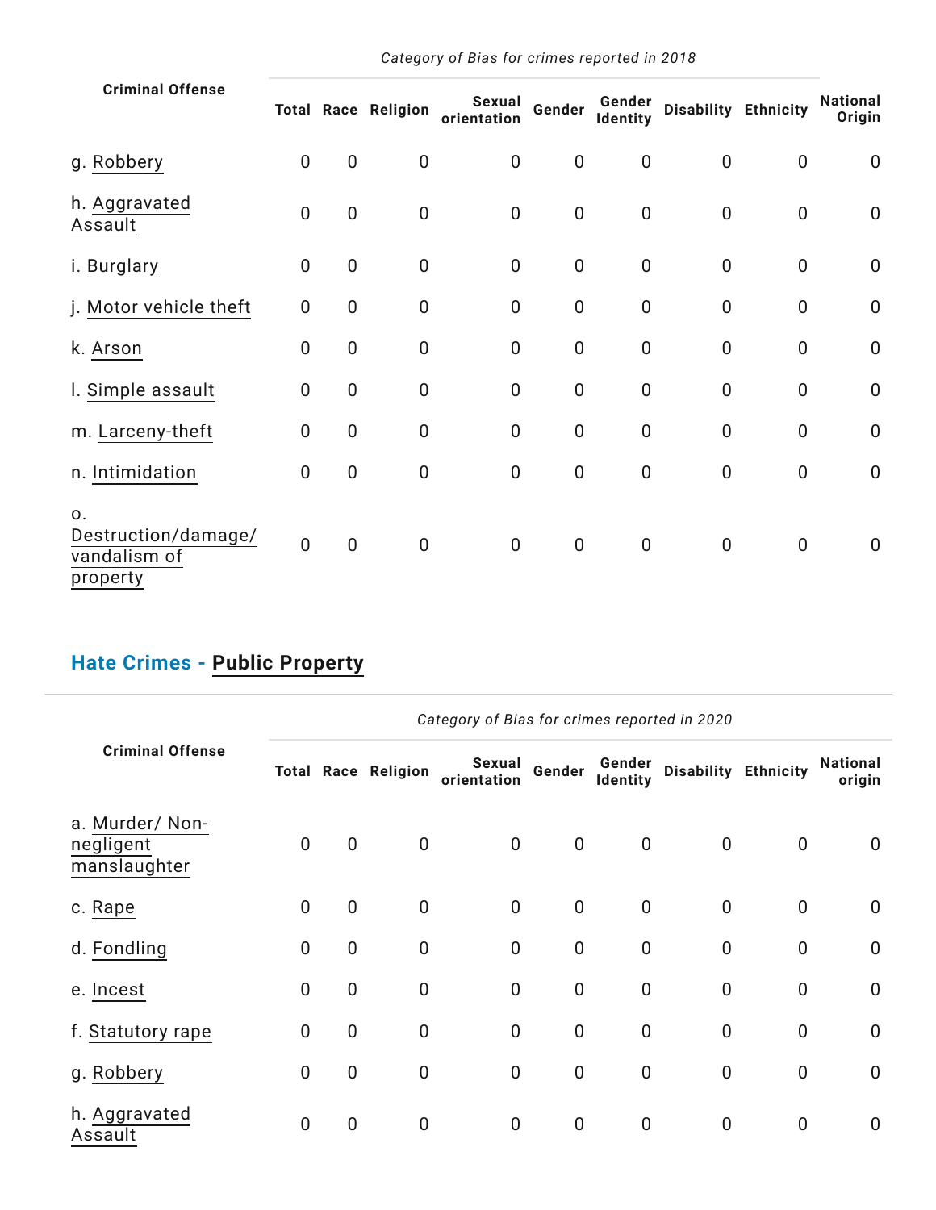| Criminal Offense | Category of Bias for crimes reported in 2018 | | | | | | | | |
|---|---|---|---|---|---|---|---|---|---|
| | Total | Race | Religion | Sexual orientation | Gender | Gender Identity | Disability | Ethnicity | National Origin |
| g. Robbery | 0 | 0 | 0 | 0 | 0 | 0 | 0 | 0 | 0 |
| h. Aggravated Assault | 0 | 0 | 0 | 0 | 0 | 0 | 0 | 0 | 0 |
| i. Burglary | 0 | 0 | 0 | 0 | 0 | 0 | 0 | 0 | 0 |
| j. Motor vehicle theft | 0 | 0 | 0 | 0 | 0 | 0 | 0 | 0 | 0 |
| k. Arson | 0 | 0 | 0 | 0 | 0 | 0 | 0 | 0 | 0 |
| l. Simple assault | 0 | 0 | 0 | 0 | 0 | 0 | 0 | 0 | 0 |
| m. Larceny-theft | 0 | 0 | 0 | 0 | 0 | 0 | 0 | 0 | 0 |
| n. Intimidation | 0 | 0 | 0 | 0 | 0 | 0 | 0 | 0 | 0 |
| o. Destruction/damage/vandalism of property | 0 | 0 | 0 | 0 | 0 | 0 | 0 | 0 | 0 |

## Hate Crimes - Public Property

| Criminal Offense | Category of Bias for crimes reported in 2020 | | | | | | | | |
|---|---|---|---|---|---|---|---|---|---|
| | Total | Race | Religion | Sexual orientation | Gender | Gender Identity | Disability | Ethnicity | National origin |
| a. Murder/ Non-negligent manslaughter | 0 | 0 | 0 | 0 | 0 | 0 | 0 | 0 | 0 |
| c. Rape | 0 | 0 | 0 | 0 | 0 | 0 | 0 | 0 | 0 |
| d. Fondling | 0 | 0 | 0 | 0 | 0 | 0 | 0 | 0 | 0 |
| e. Incest | 0 | 0 | 0 | 0 | 0 | 0 | 0 | 0 | 0 |
| f. Statutory rape | 0 | 0 | 0 | 0 | 0 | 0 | 0 | 0 | 0 |
| g. Robbery | 0 | 0 | 0 | 0 | 0 | 0 | 0 | 0 | 0 |
| h. Aggravated Assault | 0 | 0 | 0 | 0 | 0 | 0 | 0 | 0 | 0 |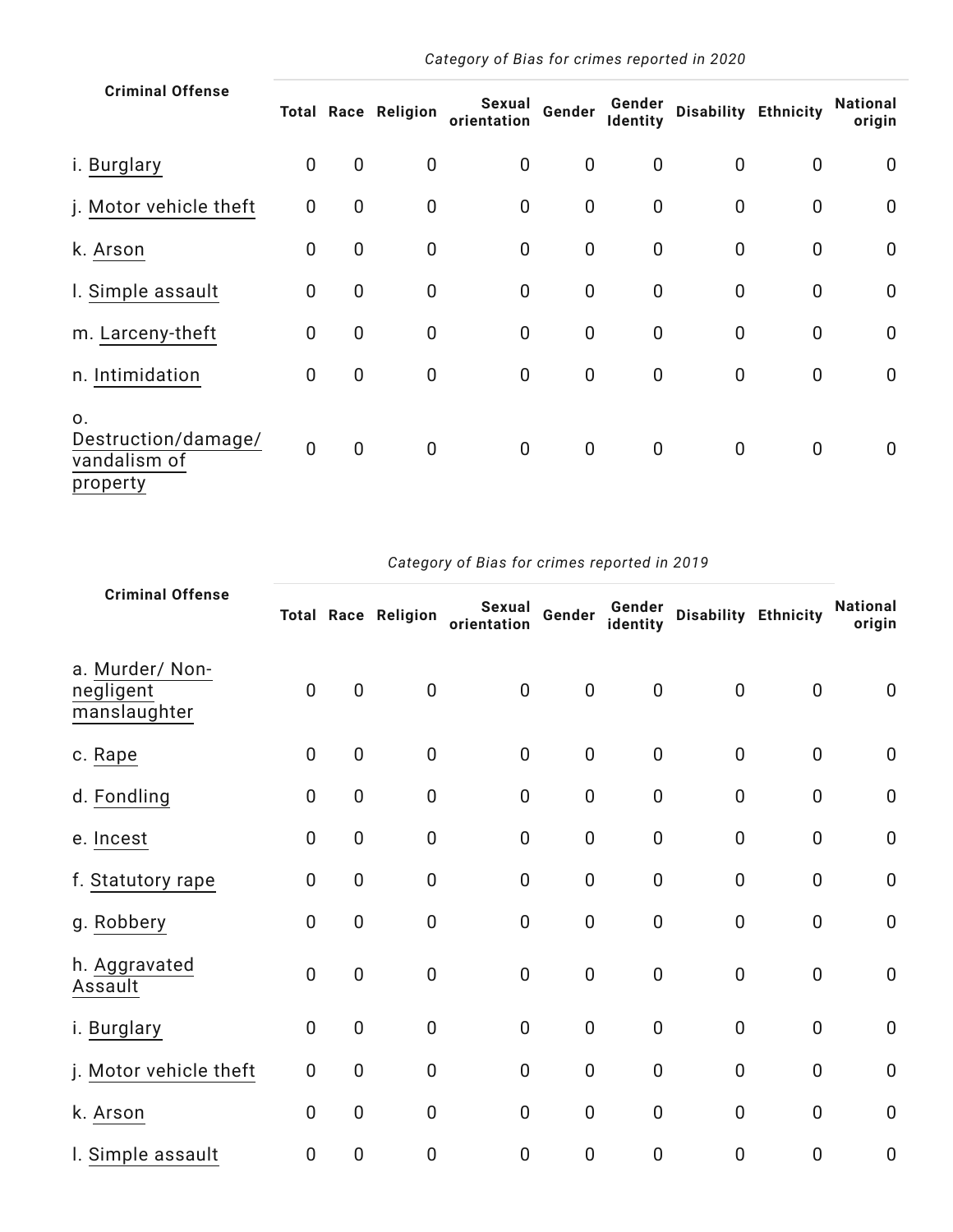*Category of Bias for crimes reported in 2020*

| Criminal Offense | Total | Race | Religion | Sexual orientation | Gender | Gender Identity | Disability | Ethnicity | National origin |
|---|---|---|---|---|---|---|---|---|---|
| i. Burglary | 0 | 0 | 0 | 0 | 0 | 0 | 0 | 0 | 0 |
| j. Motor vehicle theft | 0 | 0 | 0 | 0 | 0 | 0 | 0 | 0 | 0 |
| k. Arson | 0 | 0 | 0 | 0 | 0 | 0 | 0 | 0 | 0 |
| l. Simple assault | 0 | 0 | 0 | 0 | 0 | 0 | 0 | 0 | 0 |
| m. Larceny-theft | 0 | 0 | 0 | 0 | 0 | 0 | 0 | 0 | 0 |
| n. Intimidation | 0 | 0 | 0 | 0 | 0 | 0 | 0 | 0 | 0 |
| o. Destruction/damage/vandalism of property | 0 | 0 | 0 | 0 | 0 | 0 | 0 | 0 | 0 |

*Category of Bias for crimes reported in 2019*

| Criminal Offense | Total | Race | Religion | Sexual orientation | Gender | Gender identity | Disability | Ethnicity | National origin |
|---|---|---|---|---|---|---|---|---|---|
| a. Murder/ Non-negligent manslaughter | 0 | 0 | 0 | 0 | 0 | 0 | 0 | 0 | 0 |
| c. Rape | 0 | 0 | 0 | 0 | 0 | 0 | 0 | 0 | 0 |
| d. Fondling | 0 | 0 | 0 | 0 | 0 | 0 | 0 | 0 | 0 |
| e. Incest | 0 | 0 | 0 | 0 | 0 | 0 | 0 | 0 | 0 |
| f. Statutory rape | 0 | 0 | 0 | 0 | 0 | 0 | 0 | 0 | 0 |
| g. Robbery | 0 | 0 | 0 | 0 | 0 | 0 | 0 | 0 | 0 |
| h. Aggravated Assault | 0 | 0 | 0 | 0 | 0 | 0 | 0 | 0 | 0 |
| i. Burglary | 0 | 0 | 0 | 0 | 0 | 0 | 0 | 0 | 0 |
| j. Motor vehicle theft | 0 | 0 | 0 | 0 | 0 | 0 | 0 | 0 | 0 |
| k. Arson | 0 | 0 | 0 | 0 | 0 | 0 | 0 | 0 | 0 |
| l. Simple assault | 0 | 0 | 0 | 0 | 0 | 0 | 0 | 0 | 0 |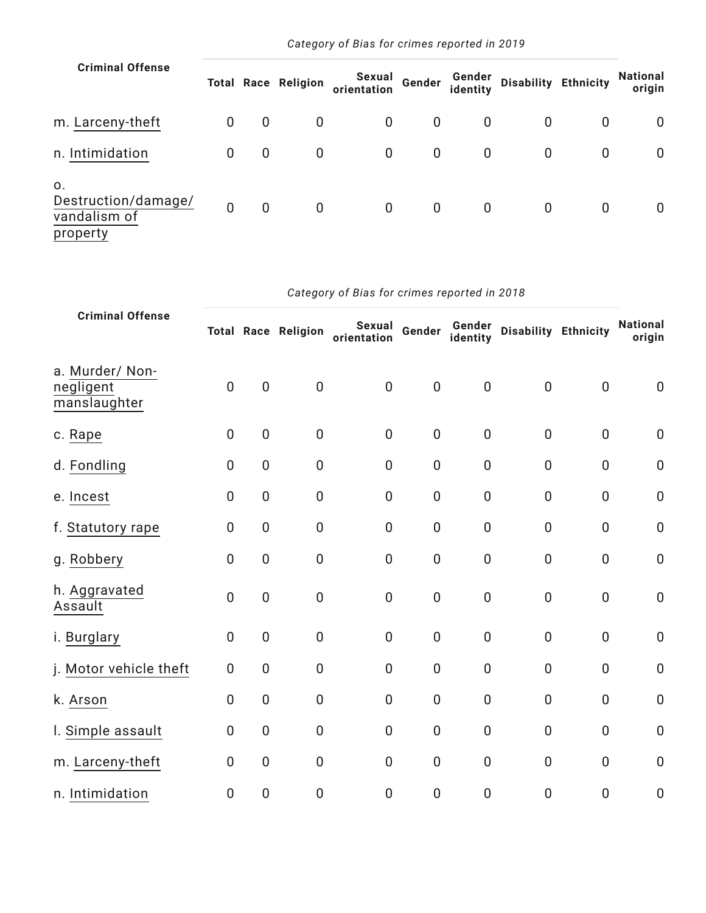*Category of Bias for crimes reported in 2019*

| Criminal Offense | Total | Race | Religion | Sexual orientation | Gender | Gender identity | Disability | Ethnicity | National origin |
|---|---|---|---|---|---|---|---|---|---|
| m. Larceny-theft | 0 | 0 | 0 | 0 | 0 | 0 | 0 | 0 | 0 |
| n. Intimidation | 0 | 0 | 0 | 0 | 0 | 0 | 0 | 0 | 0 |
| o. Destruction/damage/ vandalism of property | 0 | 0 | 0 | 0 | 0 | 0 | 0 | 0 | 0 |

*Category of Bias for crimes reported in 2018*

| Criminal Offense | Total | Race | Religion | Sexual orientation | Gender | Gender identity | Disability | Ethnicity | National origin |
|---|---|---|---|---|---|---|---|---|---|
| a. Murder/ Non-negligent manslaughter | 0 | 0 | 0 | 0 | 0 | 0 | 0 | 0 | 0 |
| c. Rape | 0 | 0 | 0 | 0 | 0 | 0 | 0 | 0 | 0 |
| d. Fondling | 0 | 0 | 0 | 0 | 0 | 0 | 0 | 0 | 0 |
| e. Incest | 0 | 0 | 0 | 0 | 0 | 0 | 0 | 0 | 0 |
| f. Statutory rape | 0 | 0 | 0 | 0 | 0 | 0 | 0 | 0 | 0 |
| g. Robbery | 0 | 0 | 0 | 0 | 0 | 0 | 0 | 0 | 0 |
| h. Aggravated Assault | 0 | 0 | 0 | 0 | 0 | 0 | 0 | 0 | 0 |
| i. Burglary | 0 | 0 | 0 | 0 | 0 | 0 | 0 | 0 | 0 |
| j. Motor vehicle theft | 0 | 0 | 0 | 0 | 0 | 0 | 0 | 0 | 0 |
| k. Arson | 0 | 0 | 0 | 0 | 0 | 0 | 0 | 0 | 0 |
| l. Simple assault | 0 | 0 | 0 | 0 | 0 | 0 | 0 | 0 | 0 |
| m. Larceny-theft | 0 | 0 | 0 | 0 | 0 | 0 | 0 | 0 | 0 |
| n. Intimidation | 0 | 0 | 0 | 0 | 0 | 0 | 0 | 0 | 0 |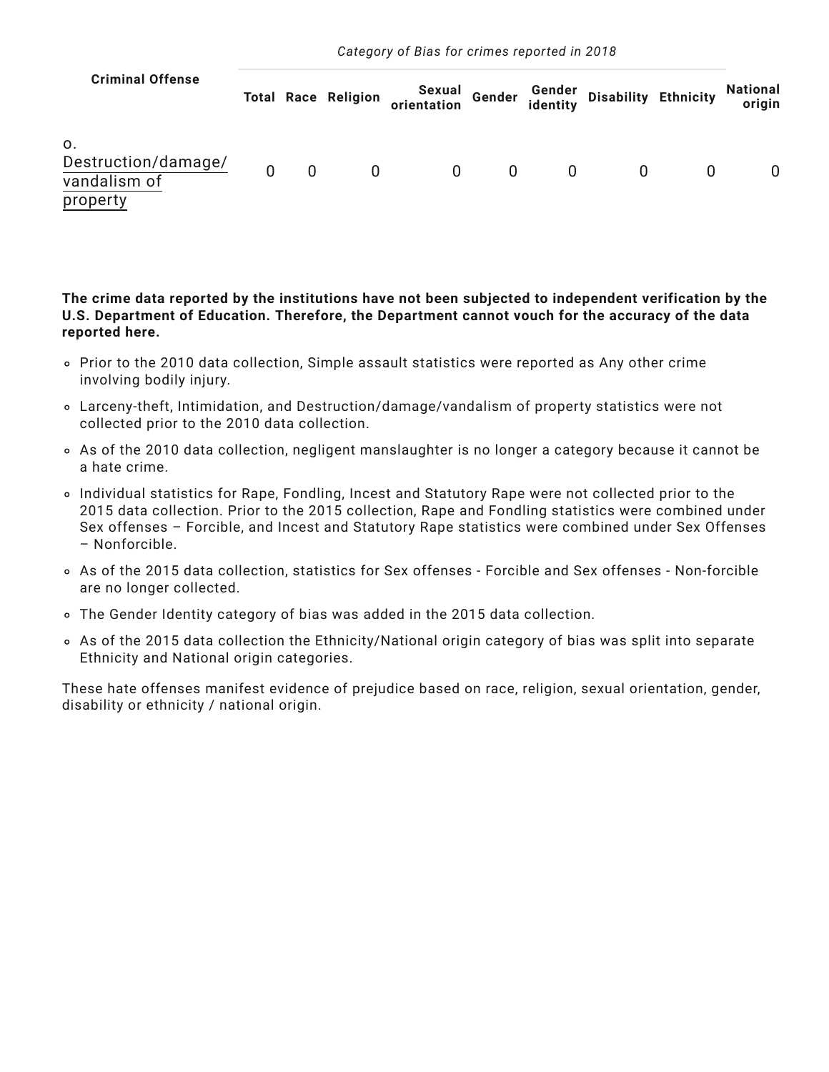| Criminal Offense | *Category of Bias for crimes reported in 2018* | | | | | | | | |
|---|---|---|---|---|---|---|---|---|---|
| | **Total** | **Race** | **Religion** | **Sexual orientation** | **Gender** | **Gender identity** | **Disability** | **Ethnicity** | **National origin** |
| o. Destruction/damage/vandalism of property | 0 | 0 | 0 | 0 | 0 | 0 | 0 | 0 | 0 |

**The crime data reported by the institutions have not been subjected to independent verification by the U.S. Department of Education. Therefore, the Department cannot vouch for the accuracy of the data reported here.**

- Prior to the 2010 data collection, Simple assault statistics were reported as Any other crime involving bodily injury.
- Larceny-theft, Intimidation, and Destruction/damage/vandalism of property statistics were not collected prior to the 2010 data collection.
- As of the 2010 data collection, negligent manslaughter is no longer a category because it cannot be a hate crime.
- Individual statistics for Rape, Fondling, Incest and Statutory Rape were not collected prior to the 2015 data collection. Prior to the 2015 collection, Rape and Fondling statistics were combined under Sex offenses – Forcible, and Incest and Statutory Rape statistics were combined under Sex Offenses – Nonforcible.
- As of the 2015 data collection, statistics for Sex offenses - Forcible and Sex offenses - Non-forcible are no longer collected.
- The Gender Identity category of bias was added in the 2015 data collection.
- As of the 2015 data collection the Ethnicity/National origin category of bias was split into separate Ethnicity and National origin categories.

These hate offenses manifest evidence of prejudice based on race, religion, sexual orientation, gender, disability or ethnicity / national origin.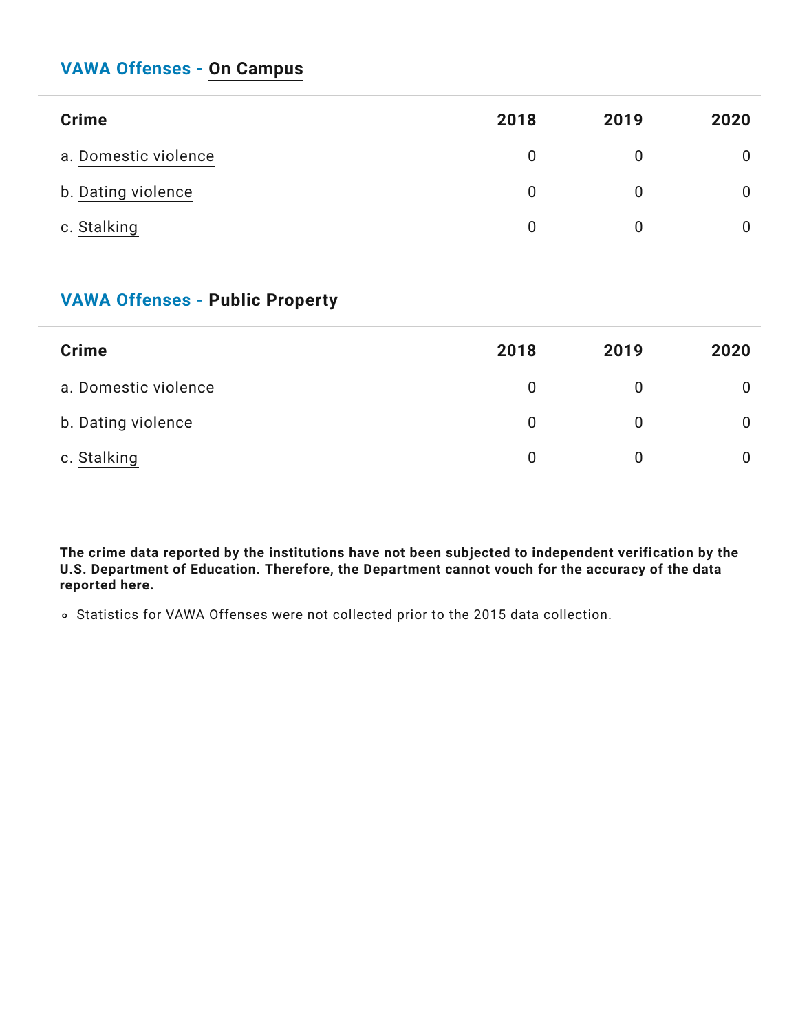## VAWA Offenses - On Campus

| Crime | 2018 | 2019 | 2020 |
|---|---|---|---|
| a. Domestic violence | 0 | 0 | 0 |
| b. Dating violence | 0 | 0 | 0 |
| c. Stalking | 0 | 0 | 0 |

## VAWA Offenses - Public Property

| Crime | 2018 | 2019 | 2020 |
|---|---|---|---|
| a. Domestic violence | 0 | 0 | 0 |
| b. Dating violence | 0 | 0 | 0 |
| c. Stalking | 0 | 0 | 0 |

**The crime data reported by the institutions have not been subjected to independent verification by the U.S. Department of Education. Therefore, the Department cannot vouch for the accuracy of the data reported here.**

- Statistics for VAWA Offenses were not collected prior to the 2015 data collection.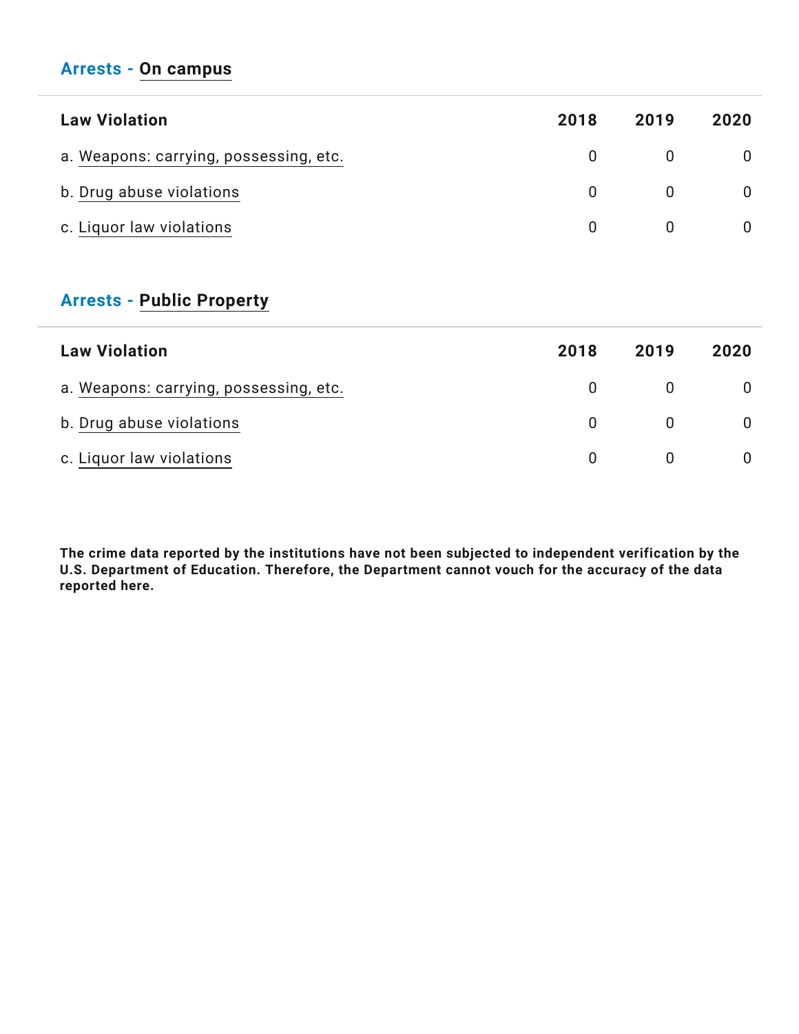## Arrests - On campus

| Law Violation | 2018 | 2019 | 2020 |
|---|---|---|---|
| a. Weapons: carrying, possessing, etc. | 0 | 0 | 0 |
| b. Drug abuse violations | 0 | 0 | 0 |
| c. Liquor law violations | 0 | 0 | 0 |

## Arrests - Public Property

| Law Violation | 2018 | 2019 | 2020 |
|---|---|---|---|
| a. Weapons: carrying, possessing, etc. | 0 | 0 | 0 |
| b. Drug abuse violations | 0 | 0 | 0 |
| c. Liquor law violations | 0 | 0 | 0 |

**The crime data reported by the institutions have not been subjected to independent verification by the U.S. Department of Education. Therefore, the Department cannot vouch for the accuracy of the data reported here.**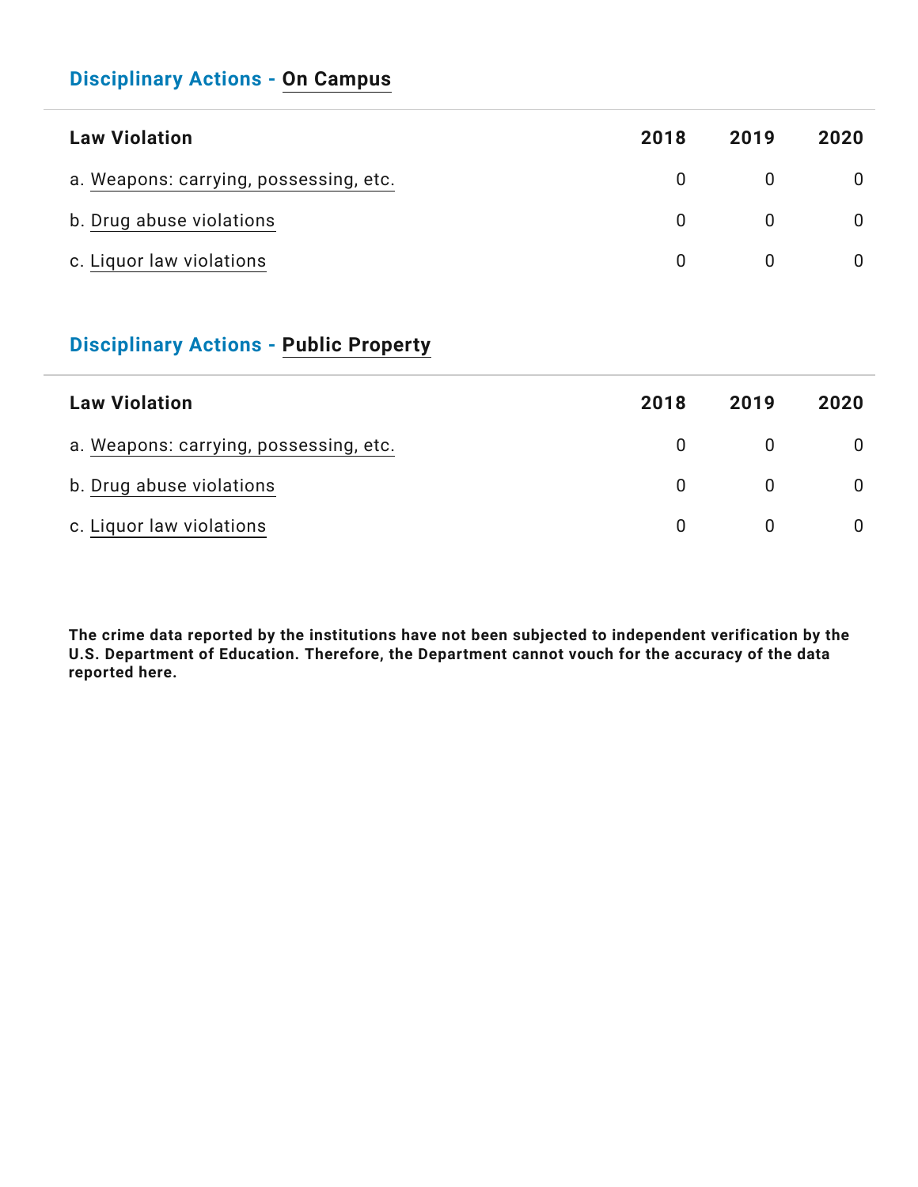## Disciplinary Actions - On Campus

| Law Violation | 2018 | 2019 | 2020 |
|---|---|---|---|
| a. Weapons: carrying, possessing, etc. | 0 | 0 | 0 |
| b. Drug abuse violations | 0 | 0 | 0 |
| c. Liquor law violations | 0 | 0 | 0 |

## Disciplinary Actions - Public Property

| Law Violation | 2018 | 2019 | 2020 |
|---|---|---|---|
| a. Weapons: carrying, possessing, etc. | 0 | 0 | 0 |
| b. Drug abuse violations | 0 | 0 | 0 |
| c. Liquor law violations | 0 | 0 | 0 |

**The crime data reported by the institutions have not been subjected to independent verification by the U.S. Department of Education. Therefore, the Department cannot vouch for the accuracy of the data reported here.**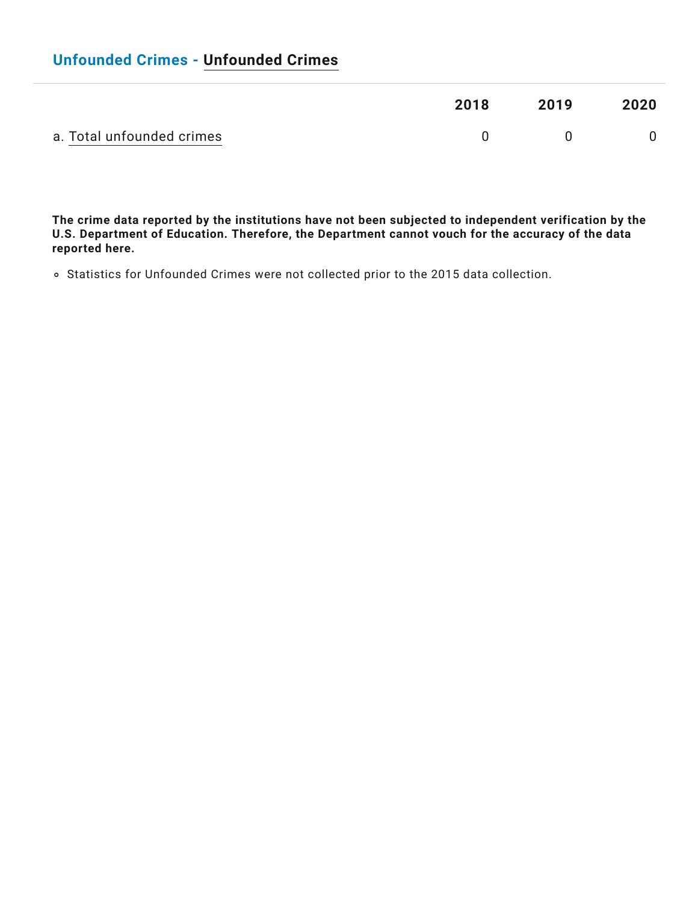## Unfounded Crimes - Unfounded Crimes

| | 2018 | 2019 | 2020 |
|---|---|---|---|
| a. Total unfounded crimes | 0 | 0 | 0 |

**The crime data reported by the institutions have not been subjected to independent verification by the U.S. Department of Education. Therefore, the Department cannot vouch for the accuracy of the data reported here.**

- Statistics for Unfounded Crimes were not collected prior to the 2015 data collection.